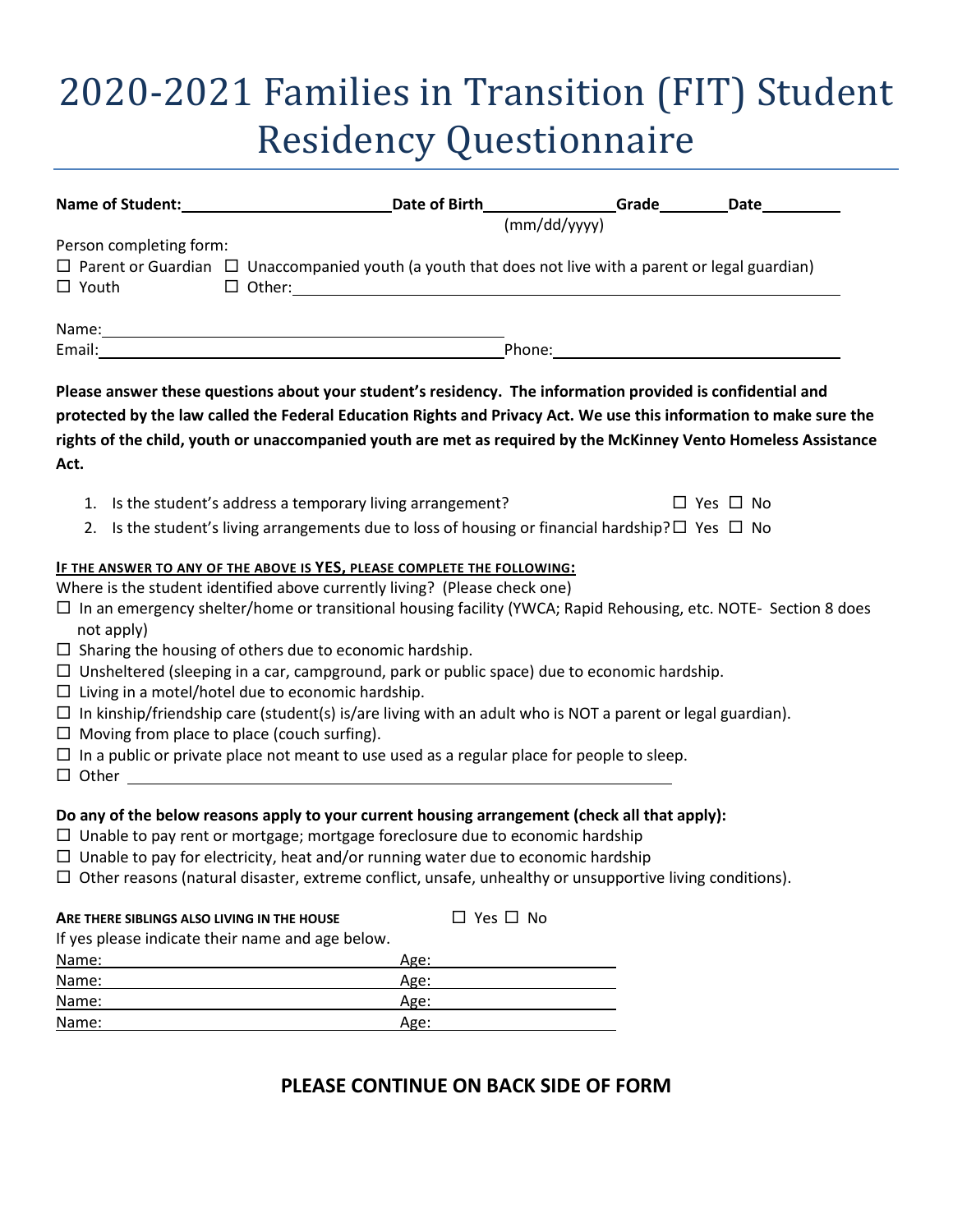# 2020-2021 Families in Transition (FIT) Student Residency Questionnaire

**Name of Student:**\_\_\_\_\_\_\_\_\_\_\_\_\_\_\_\_\_\_\_\_ **Date of Birth**\_\_\_\_\_\_\_\_\_\_\_\_ **Grade**\_\_\_\_\_\_ **Date**\_\_\_\_\_\_\_
(mm/dd/yyyy)

Person completing form:

☐ Parent or Guardian ☐ Unaccompanied youth (a youth that does not live with a parent or legal guardian)
☐ Youth ☐ Other:\_\_\_\_\_\_\_\_\_\_\_\_\_\_\_\_\_\_\_\_\_\_\_\_\_\_\_\_\_\_\_\_\_\_\_\_\_\_\_\_

Name:\_\_\_\_\_\_\_\_\_\_\_\_\_\_\_\_\_\_\_\_\_\_\_\_\_\_\_\_\_\_\_\_\_\_\_\_
Email:\_\_\_\_\_\_\_\_\_\_\_\_\_\_\_\_\_\_\_\_\_\_\_\_\_\_\_\_\_\_\_\_\_\_\_\_ Phone:\_\_\_\_\_\_\_\_\_\_\_\_\_\_\_\_\_\_\_\_\_\_\_\_

**Please answer these questions about your student's residency. The information provided is confidential and protected by the law called the Federal Education Rights and Privacy Act. We use this information to make sure the rights of the child, youth or unaccompanied youth are met as required by the McKinney Vento Homeless Assistance Act.**

1. Is the student's address a temporary living arrangement? ☐ Yes ☐ No
2. Is the student's living arrangements due to loss of housing or financial hardship? ☐ Yes ☐ No

**IF THE ANSWER TO ANY OF THE ABOVE IS YES, PLEASE COMPLETE THE FOLLOWING:**

Where is the student identified above currently living? (Please check one)

- ☐ In an emergency shelter/home or transitional housing facility (YWCA; Rapid Rehousing, etc. NOTE- Section 8 does not apply)
- ☐ Sharing the housing of others due to economic hardship.
- ☐ Unsheltered (sleeping in a car, campground, park or public space) due to economic hardship.
- ☐ Living in a motel/hotel due to economic hardship.
- ☐ In kinship/friendship care (student(s) is/are living with an adult who is NOT a parent or legal guardian).
- ☐ Moving from place to place (couch surfing).
- ☐ In a public or private place not meant to use used as a regular place for people to sleep.
- ☐ Other \_\_\_\_\_\_\_\_\_\_\_\_\_\_\_\_\_\_\_\_\_\_\_\_\_\_\_\_\_\_\_\_\_\_\_\_\_\_\_\_

**Do any of the below reasons apply to your current housing arrangement (check all that apply):**

- ☐ Unable to pay rent or mortgage; mortgage foreclosure due to economic hardship
- ☐ Unable to pay for electricity, heat and/or running water due to economic hardship
- ☐ Other reasons (natural disaster, extreme conflict, unsafe, unhealthy or unsupportive living conditions).

**ARE THERE SIBLINGS ALSO LIVING IN THE HOUSE** ☐ Yes ☐ No

If yes please indicate their name and age below.

| Name: | Age: |
|---|---|
| Name: | Age: |
| Name: | Age: |
| Name: | Age: |

**PLEASE CONTINUE ON BACK SIDE OF FORM**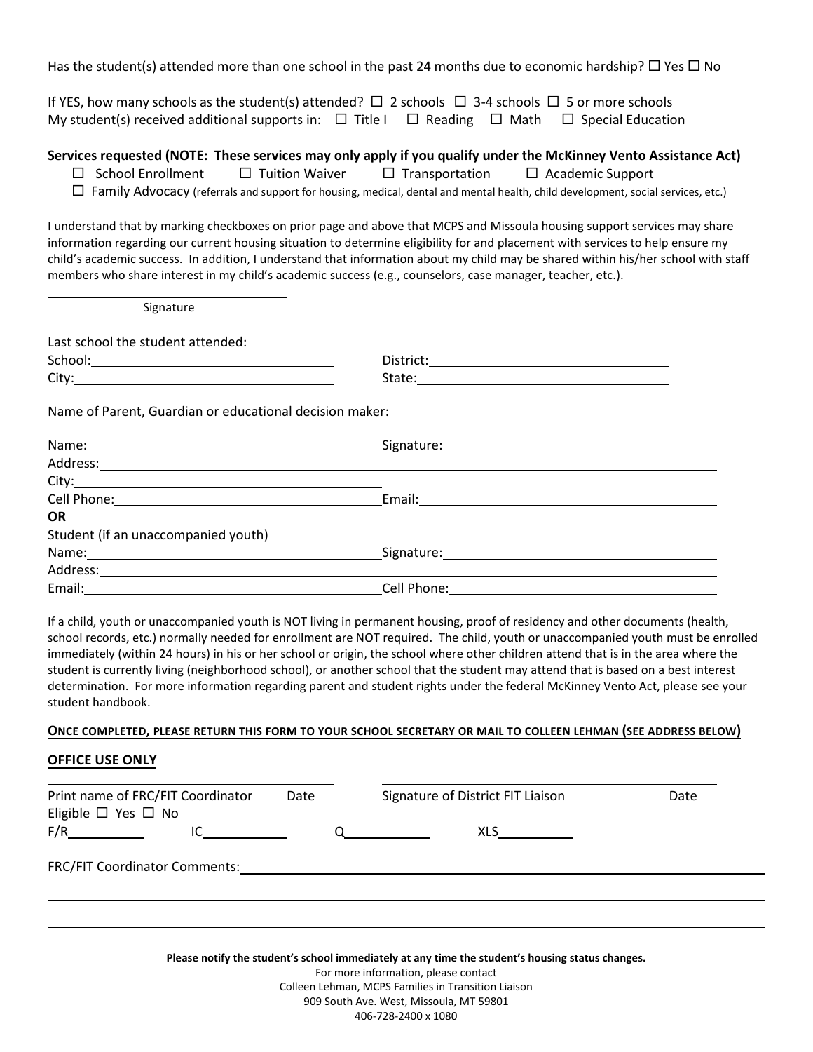Has the student(s) attended more than one school in the past 24 months due to economic hardship? ☐ Yes ☐ No

If YES, how many schools as the student(s) attended? ☐ 2 schools ☐ 3-4 schools ☐ 5 or more schools
My student(s) received additional supports in: ☐ Title I ☐ Reading ☐ Math ☐ Special Education

**Services requested (NOTE: These services may only apply if you qualify under the McKinney Vento Assistance Act)**

☐ School Enrollment ☐ Tuition Waiver ☐ Transportation ☐ Academic Support
☐ Family Advocacy (referrals and support for housing, medical, dental and mental health, child development, social services, etc.)

I understand that by marking checkboxes on prior page and above that MCPS and Missoula housing support services may share information regarding our current housing situation to determine eligibility for and placement with services to help ensure my child's academic success. In addition, I understand that information about my child may be shared within his/her school with staff members who share interest in my child's academic success (e.g., counselors, case manager, teacher, etc.).

______________________________
Signature

Last school the student attended:

School:______________________ District:______________________
City:______________________ State:______________________

Name of Parent, Guardian or educational decision maker:

Name:______________________ Signature:______________________
Address:______________________
City:______________________
Cell Phone:______________________ Email:______________________

**OR**

Student (if an unaccompanied youth)
Name:______________________ Signature:______________________
Address:______________________
Email:______________________ Cell Phone:______________________

If a child, youth or unaccompanied youth is NOT living in permanent housing, proof of residency and other documents (health, school records, etc.) normally needed for enrollment are NOT required. The child, youth or unaccompanied youth must be enrolled immediately (within 24 hours) in his or her school or origin, the school where other children attend that is in the area where the student is currently living (neighborhood school), or another school that the student may attend that is based on a best interest determination. For more information regarding parent and student rights under the federal McKinney Vento Act, please see your student handbook.

**ONCE COMPLETED, PLEASE RETURN THIS FORM TO YOUR SCHOOL SECRETARY OR MAIL TO COLLEEN LEHMAN (SEE ADDRESS BELOW)**

**OFFICE USE ONLY**

______________________________ ______________________________
Print name of FRC/FIT Coordinator Date Signature of District FIT Liaison Date

Eligible ☐ Yes ☐ No

F/R__________ IC__________ Q__________ XLS__________

FRC/FIT Coordinator Comments:______________________

**Please notify the student's school immediately at any time the student's housing status changes.**

For more information, please contact
Colleen Lehman, MCPS Families in Transition Liaison
909 South Ave. West, Missoula, MT 59801
406-728-2400 x 1080